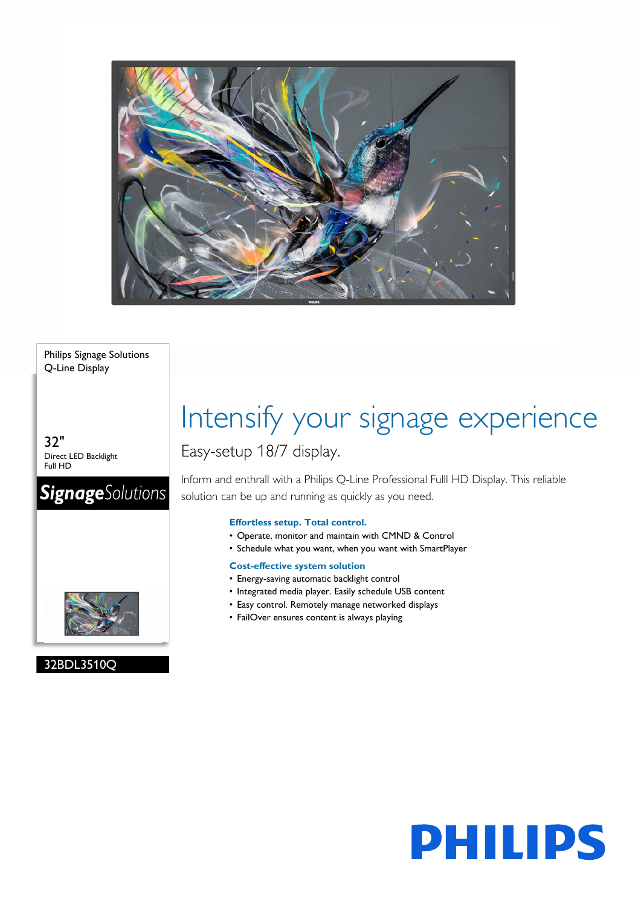Philips Signage Solutions
Q-Line Display

32"
Direct LED Backlight
Full HD

**SignageSolutions**

32BDL3510Q

# Intensify your signage experience

## Easy-setup 18/7 display.

Inform and enthrall with a Philips Q-Line Professional Fulll HD Display. This reliable solution can be up and running as quickly as you need.

### Effortless setup. Total control.

- Operate, monitor and maintain with CMND & Control
- Schedule what you want, when you want with SmartPlayer

### Cost-effective system solution

- Energy-saving automatic backlight control
- Integrated media player. Easily schedule USB content
- Easy control. Remotely manage networked displays
- FailOver ensures content is always playing

PHILIPS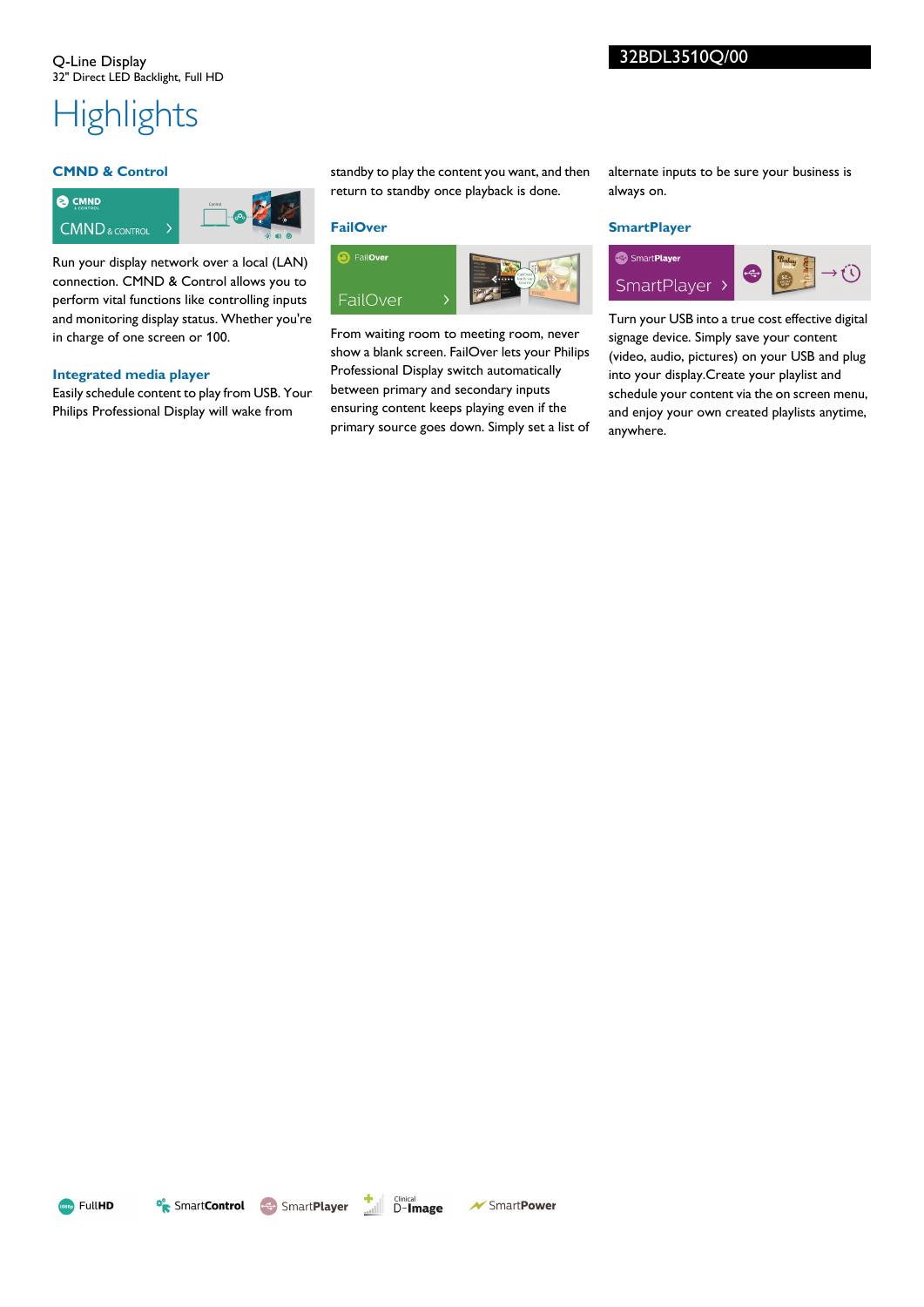Q-Line Display
32" Direct LED Backlight, Full HD

32BDL3510Q/00

# Highlights

### CMND & Control

Run your display network over a local (LAN) connection. CMND & Control allows you to perform vital functions like controlling inputs and monitoring display status. Whether you're in charge of one screen or 100.

### Integrated media player

Easily schedule content to play from USB. Your Philips Professional Display will wake from standby to play the content you want, and then return to standby once playback is done.

### FailOver

From waiting room to meeting room, never show a blank screen. FailOver lets your Philips Professional Display switch automatically between primary and secondary inputs ensuring content keeps playing even if the primary source goes down. Simply set a list of alternate inputs to be sure your business is always on.

### SmartPlayer

Turn your USB into a true cost effective digital signage device. Simply save your content (video, audio, pictures) on your USB and plug into your display.Create your playlist and schedule your content via the on screen menu, and enjoy your own created playlists anytime, anywhere.

FullHD SmartControl SmartPlayer Clinical D-Image SmartPower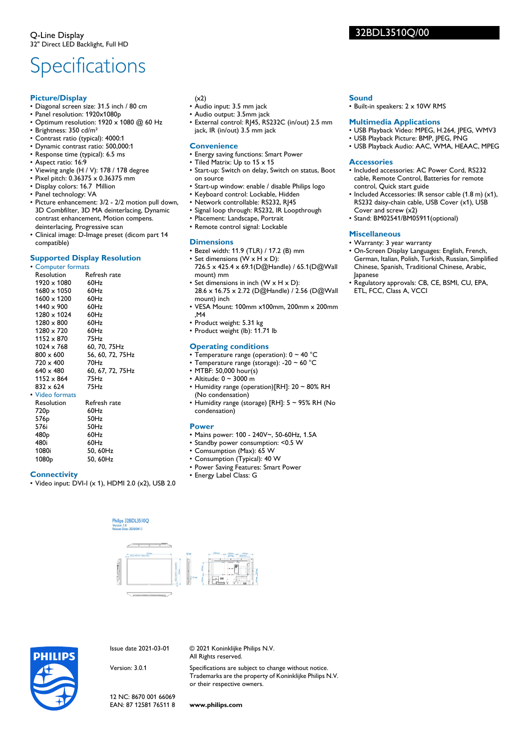Q-Line Display
32" Direct LED Backlight, Full HD

32BDL3510Q/00

# Specifications

### Picture/Display
- Diagonal screen size: 31.5 inch / 80 cm
- Panel resolution: 1920x1080p
- Optimum resolution: 1920 x 1080 @ 60 Hz
- Brightness: 350 cd/m²
- Contrast ratio (typical): 4000:1
- Dynamic contrast ratio: 500,000:1
- Response time (typical): 6.5 ms
- Aspect ratio: 16:9
- Viewing angle (H / V): 178 / 178 degree
- Pixel pitch: 0.36375 x 0.36375 mm
- Display colors: 16.7 Million
- Panel technology: VA
- Picture enhancement: 3/2 - 2/2 motion pull down, 3D Combfilter, 3D MA deinterlacing, Dynamic contrast enhancement, Motion compens. deinterlacing, Progressive scan
- Clinical image: D-Image preset (dicom part 14 compatible)

### Supported Display Resolution
- Computer formats

| Resolution | Refresh rate |
|---|---|
| 1920 x 1080 | 60Hz |
| 1680 x 1050 | 60Hz |
| 1600 x 1200 | 60Hz |
| 1440 x 900 | 60Hz |
| 1280 x 1024 | 60Hz |
| 1280 x 800 | 60Hz |
| 1280 x 720 | 60Hz |
| 1152 x 870 | 75Hz |
| 1024 x 768 | 60, 70, 75Hz |
| 800 x 600 | 56, 60, 72, 75Hz |
| 720 x 400 | 70Hz |
| 640 x 480 | 60, 67, 72, 75Hz |
| 1152 x 864 | 75Hz |
| 832 x 624 | 75Hz |

- Video formats

| Resolution | Refresh rate |
|---|---|
| 720p | 60Hz |
| 576p | 50Hz |
| 576i | 50Hz |
| 480p | 60Hz |
| 480i | 60Hz |
| 1080i | 50, 60Hz |
| 1080p | 50, 60Hz |

### Connectivity
- Video input: DVI-I (x 1), HDMI 2.0 (x2), USB 2.0 (x2)
- Audio input: 3.5 mm jack
- Audio output: 3.5mm jack
- External control: RJ45, RS232C (in/out) 2.5 mm jack, IR (in/out) 3.5 mm jack

### Convenience
- Energy saving functions: Smart Power
- Tiled Matrix: Up to 15 x 15
- Start-up: Switch on delay, Switch on status, Boot on source
- Start-up window: enable / disable Philips logo
- Keyboard control: Lockable, Hidden
- Network controllable: RS232, RJ45
- Signal loop through: RS232, IR Loopthrough
- Placement: Landscape, Portrait
- Remote control signal: Lockable

### Dimensions
- Bezel width: 11.9 (TLR) / 17.2 (B) mm
- Set dimensions (W x H x D): 726.5 x 425.4 x 69.1(D@Handle) / 65.1(D@Wall mount) mm
- Set dimensions in inch (W x H x D): 28.6 x 16.75 x 2.72 (D@Handle) / 2.56 (D@Wall mount) inch
- VESA Mount: 100mm x100mm, 200mm x 200mm ,M4
- Product weight: 5.31 kg
- Product weight (lb): 11.71 lb

### Operating conditions
- Temperature range (operation): 0 ~ 40 °C
- Temperature range (storage): -20 ~ 60 °C
- MTBF: 50,000 hour(s)
- Altitude: 0 ~ 3000 m
- Humidity range (operation)[RH]: 20 ~ 80% RH (No condensation)
- Humidity range (storage) [RH]: 5 ~ 95% RH (No condensation)

### Power
- Mains power: 100 - 240V~, 50-60Hz, 1.5A
- Standby power consumption: <0.5 W
- Comsumption (Max): 65 W
- Consumption (Typical): 40 W
- Power Saving Features: Smart Power
- Energy Label Class: G

### Sound
- Built-in speakers: 2 x 10W RMS

### Multimedia Applications
- USB Playback Video: MPEG, H.264, JPEG, WMV3
- USB Playback Picture: BMP, JPEG, PNG
- USB Playback Audio: AAC, WMA, HEAAC, MPEG

### Accessories
- Included accessories: AC Power Cord, RS232 cable, Remote Control, Batteries for remote control, Quick start guide
- Included Accessories: IR sensor cable (1.8 m) (x1), RS232 daisy-chain cable, USB Cover (x1), USB Cover and screw (x2)
- Stand: BM02541/BM05911(optional)

### Miscellaneous
- Warranty: 3 year warranty
- On-Screen Display Languages: English, French, German, Italian, Polish, Turkish, Russian, Simplified Chinese, Spanish, Traditional Chinese, Arabic, Japanese
- Regulatory approvals: CB, CE, BSMI, CU, EPA, ETL, FCC, Class A, VCCI

Philips 32BDL3510Q
Version: 1.0
Release Date: 2020/04/13

Issue date 2021-03-01

Version: 3.0.1

12 NC: 8670 001 66069
EAN: 87 12581 76511 8

© 2021 Koninklijke Philips N.V.
All Rights reserved.

Specifications are subject to change without notice. Trademarks are the property of Koninklijke Philips N.V. or their respective owners.

www.philips.com